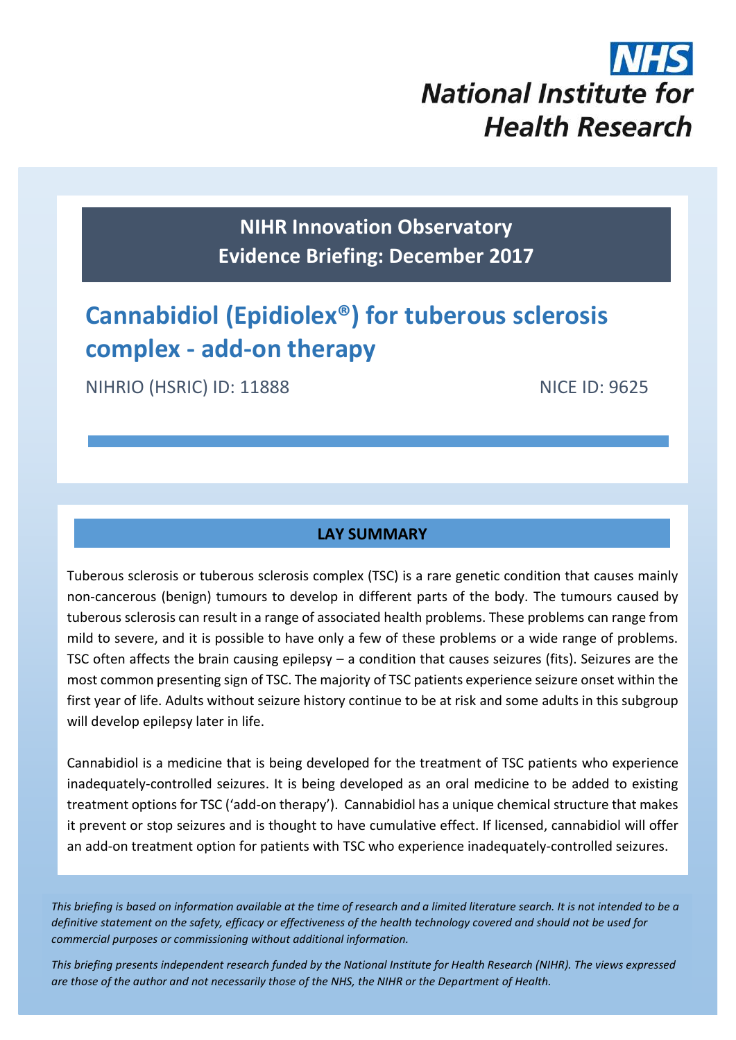NHS
National Institute for Health Research

**NIHR Innovation Observatory**
**Evidence Briefing: December 2017**

# Cannabidiol (Epidiolex®) for tuberous sclerosis complex - add-on therapy

NIHRIO (HSRIC) ID: 11888 NICE ID: 9625

## LAY SUMMARY

Tuberous sclerosis or tuberous sclerosis complex (TSC) is a rare genetic condition that causes mainly non-cancerous (benign) tumours to develop in different parts of the body. The tumours caused by tuberous sclerosis can result in a range of associated health problems. These problems can range from mild to severe, and it is possible to have only a few of these problems or a wide range of problems. TSC often affects the brain causing epilepsy – a condition that causes seizures (fits). Seizures are the most common presenting sign of TSC. The majority of TSC patients experience seizure onset within the first year of life. Adults without seizure history continue to be at risk and some adults in this subgroup will develop epilepsy later in life.

Cannabidiol is a medicine that is being developed for the treatment of TSC patients who experience inadequately-controlled seizures. It is being developed as an oral medicine to be added to existing treatment options for TSC ('add-on therapy'). Cannabidiol has a unique chemical structure that makes it prevent or stop seizures and is thought to have cumulative effect. If licensed, cannabidiol will offer an add-on treatment option for patients with TSC who experience inadequately-controlled seizures.

*This briefing is based on information available at the time of research and a limited literature search. It is not intended to be a definitive statement on the safety, efficacy or effectiveness of the health technology covered and should not be used for commercial purposes or commissioning without additional information.*

*This briefing presents independent research funded by the National Institute for Health Research (NIHR). The views expressed are those of the author and not necessarily those of the NHS, the NIHR or the Department of Health.*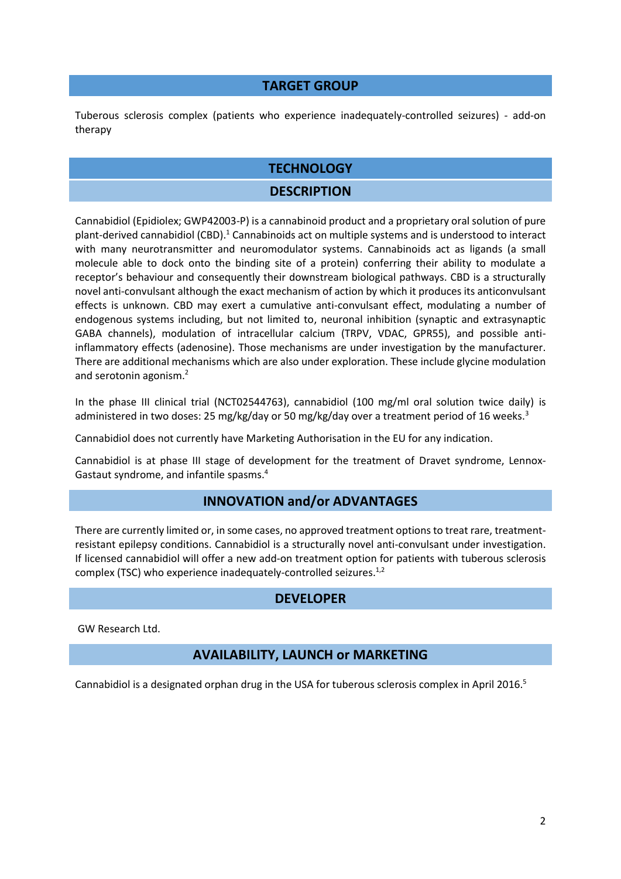## TARGET GROUP

Tuberous sclerosis complex (patients who experience inadequately-controlled seizures) - add-on therapy

## TECHNOLOGY

### DESCRIPTION

Cannabidiol (Epidiolex; GWP42003-P) is a cannabinoid product and a proprietary oral solution of pure plant-derived cannabidiol (CBD).[1] Cannabinoids act on multiple systems and is understood to interact with many neurotransmitter and neuromodulator systems. Cannabinoids act as ligands (a small molecule able to dock onto the binding site of a protein) conferring their ability to modulate a receptor's behaviour and consequently their downstream biological pathways. CBD is a structurally novel anti-convulsant although the exact mechanism of action by which it produces its anticonvulsant effects is unknown. CBD may exert a cumulative anti-convulsant effect, modulating a number of endogenous systems including, but not limited to, neuronal inhibition (synaptic and extrasynaptic GABA channels), modulation of intracellular calcium (TRPV, VDAC, GPR55), and possible anti-inflammatory effects (adenosine). Those mechanisms are under investigation by the manufacturer. There are additional mechanisms which are also under exploration. These include glycine modulation and serotonin agonism.[2]

In the phase III clinical trial (NCT02544763), cannabidiol (100 mg/ml oral solution twice daily) is administered in two doses: 25 mg/kg/day or 50 mg/kg/day over a treatment period of 16 weeks.[3]

Cannabidiol does not currently have Marketing Authorisation in the EU for any indication.

Cannabidiol is at phase III stage of development for the treatment of Dravet syndrome, Lennox-Gastaut syndrome, and infantile spasms.[4]

### INNOVATION and/or ADVANTAGES

There are currently limited or, in some cases, no approved treatment options to treat rare, treatment-resistant epilepsy conditions. Cannabidiol is a structurally novel anti-convulsant under investigation. If licensed cannabidiol will offer a new add-on treatment option for patients with tuberous sclerosis complex (TSC) who experience inadequately-controlled seizures.[1,2]

### DEVELOPER

GW Research Ltd.

### AVAILABILITY, LAUNCH or MARKETING

Cannabidiol is a designated orphan drug in the USA for tuberous sclerosis complex in April 2016.[5]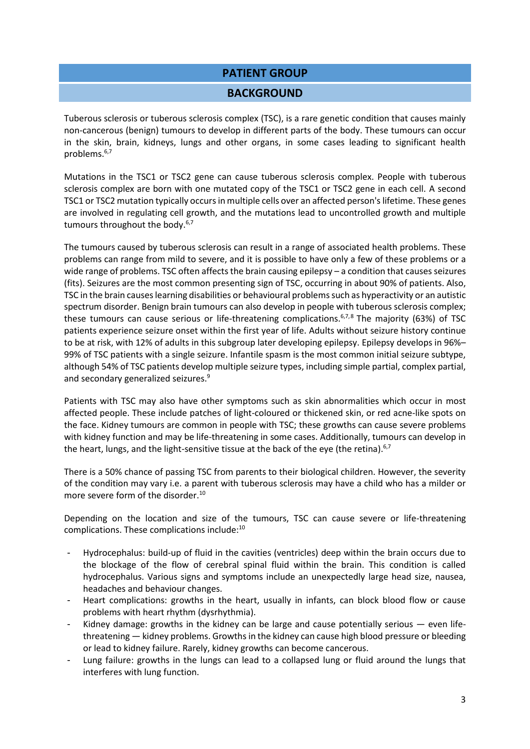## PATIENT GROUP

### BACKGROUND

Tuberous sclerosis or tuberous sclerosis complex (TSC), is a rare genetic condition that causes mainly non-cancerous (benign) tumours to develop in different parts of the body. These tumours can occur in the skin, brain, kidneys, lungs and other organs, in some cases leading to significant health problems.[6,7]

Mutations in the TSC1 or TSC2 gene can cause tuberous sclerosis complex. People with tuberous sclerosis complex are born with one mutated copy of the TSC1 or TSC2 gene in each cell. A second TSC1 or TSC2 mutation typically occurs in multiple cells over an affected person's lifetime. These genes are involved in regulating cell growth, and the mutations lead to uncontrolled growth and multiple tumours throughout the body.[6,7]

The tumours caused by tuberous sclerosis can result in a range of associated health problems. These problems can range from mild to severe, and it is possible to have only a few of these problems or a wide range of problems. TSC often affects the brain causing epilepsy – a condition that causes seizures (fits). Seizures are the most common presenting sign of TSC, occurring in about 90% of patients. Also, TSC in the brain causes learning disabilities or behavioural problems such as hyperactivity or an autistic spectrum disorder. Benign brain tumours can also develop in people with tuberous sclerosis complex; these tumours can cause serious or life-threatening complications.[6,7,8] The majority (63%) of TSC patients experience seizure onset within the first year of life. Adults without seizure history continue to be at risk, with 12% of adults in this subgroup later developing epilepsy. Epilepsy develops in 96%–99% of TSC patients with a single seizure. Infantile spasm is the most common initial seizure subtype, although 54% of TSC patients develop multiple seizure types, including simple partial, complex partial, and secondary generalized seizures.[9]

Patients with TSC may also have other symptoms such as skin abnormalities which occur in most affected people. These include patches of light-coloured or thickened skin, or red acne-like spots on the face. Kidney tumours are common in people with TSC; these growths can cause severe problems with kidney function and may be life-threatening in some cases. Additionally, tumours can develop in the heart, lungs, and the light-sensitive tissue at the back of the eye (the retina).[6,7]

There is a 50% chance of passing TSC from parents to their biological children. However, the severity of the condition may vary i.e. a parent with tuberous sclerosis may have a child who has a milder or more severe form of the disorder.[10]

Depending on the location and size of the tumours, TSC can cause severe or life-threatening complications. These complications include:[10]

- Hydrocephalus: build-up of fluid in the cavities (ventricles) deep within the brain occurs due to the blockage of the flow of cerebral spinal fluid within the brain. This condition is called hydrocephalus. Various signs and symptoms include an unexpectedly large head size, nausea, headaches and behaviour changes.
- Heart complications: growths in the heart, usually in infants, can block blood flow or cause problems with heart rhythm (dysrhythmia).
- Kidney damage: growths in the kidney can be large and cause potentially serious — even life-threatening — kidney problems. Growths in the kidney can cause high blood pressure or bleeding or lead to kidney failure. Rarely, kidney growths can become cancerous.
- Lung failure: growths in the lungs can lead to a collapsed lung or fluid around the lungs that interferes with lung function.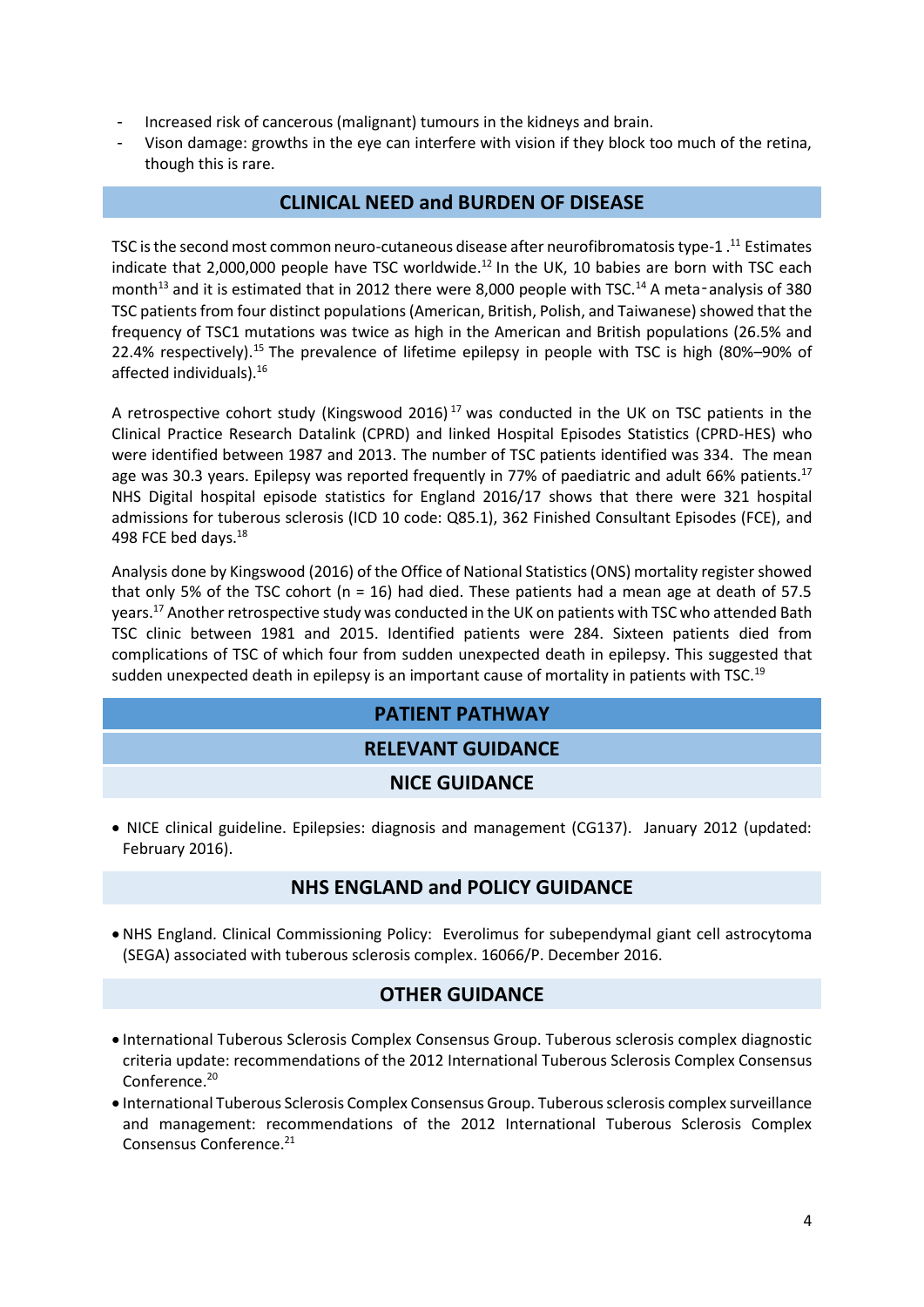- Increased risk of cancerous (malignant) tumours in the kidneys and brain.
- Vison damage: growths in the eye can interfere with vision if they block too much of the retina, though this is rare.

## CLINICAL NEED and BURDEN OF DISEASE

TSC is the second most common neuro-cutaneous disease after neurofibromatosis type-1 .[11] Estimates indicate that 2,000,000 people have TSC worldwide.[12] In the UK, 10 babies are born with TSC each month[13] and it is estimated that in 2012 there were 8,000 people with TSC.[14] A meta-analysis of 380 TSC patients from four distinct populations (American, British, Polish, and Taiwanese) showed that the frequency of TSC1 mutations was twice as high in the American and British populations (26.5% and 22.4% respectively).[15] The prevalence of lifetime epilepsy in people with TSC is high (80%–90% of affected individuals).[16]

A retrospective cohort study (Kingswood 2016)[17] was conducted in the UK on TSC patients in the Clinical Practice Research Datalink (CPRD) and linked Hospital Episodes Statistics (CPRD-HES) who were identified between 1987 and 2013. The number of TSC patients identified was 334. The mean age was 30.3 years. Epilepsy was reported frequently in 77% of paediatric and adult 66% patients.[17] NHS Digital hospital episode statistics for England 2016/17 shows that there were 321 hospital admissions for tuberous sclerosis (ICD 10 code: Q85.1), 362 Finished Consultant Episodes (FCE), and 498 FCE bed days.[18]

Analysis done by Kingswood (2016) of the Office of National Statistics (ONS) mortality register showed that only 5% of the TSC cohort (n = 16) had died. These patients had a mean age at death of 57.5 years.[17] Another retrospective study was conducted in the UK on patients with TSC who attended Bath TSC clinic between 1981 and 2015. Identified patients were 284. Sixteen patients died from complications of TSC of which four from sudden unexpected death in epilepsy. This suggested that sudden unexpected death in epilepsy is an important cause of mortality in patients with TSC.[19]

## PATIENT PATHWAY

## RELEVANT GUIDANCE

### NICE GUIDANCE

- NICE clinical guideline. Epilepsies: diagnosis and management (CG137). January 2012 (updated: February 2016).

### NHS ENGLAND and POLICY GUIDANCE

- NHS England. Clinical Commissioning Policy: Everolimus for subependymal giant cell astrocytoma (SEGA) associated with tuberous sclerosis complex. 16066/P. December 2016.

### OTHER GUIDANCE

- International Tuberous Sclerosis Complex Consensus Group. Tuberous sclerosis complex diagnostic criteria update: recommendations of the 2012 International Tuberous Sclerosis Complex Consensus Conference.[20]
- International Tuberous Sclerosis Complex Consensus Group. Tuberous sclerosis complex surveillance and management: recommendations of the 2012 International Tuberous Sclerosis Complex Consensus Conference.[21]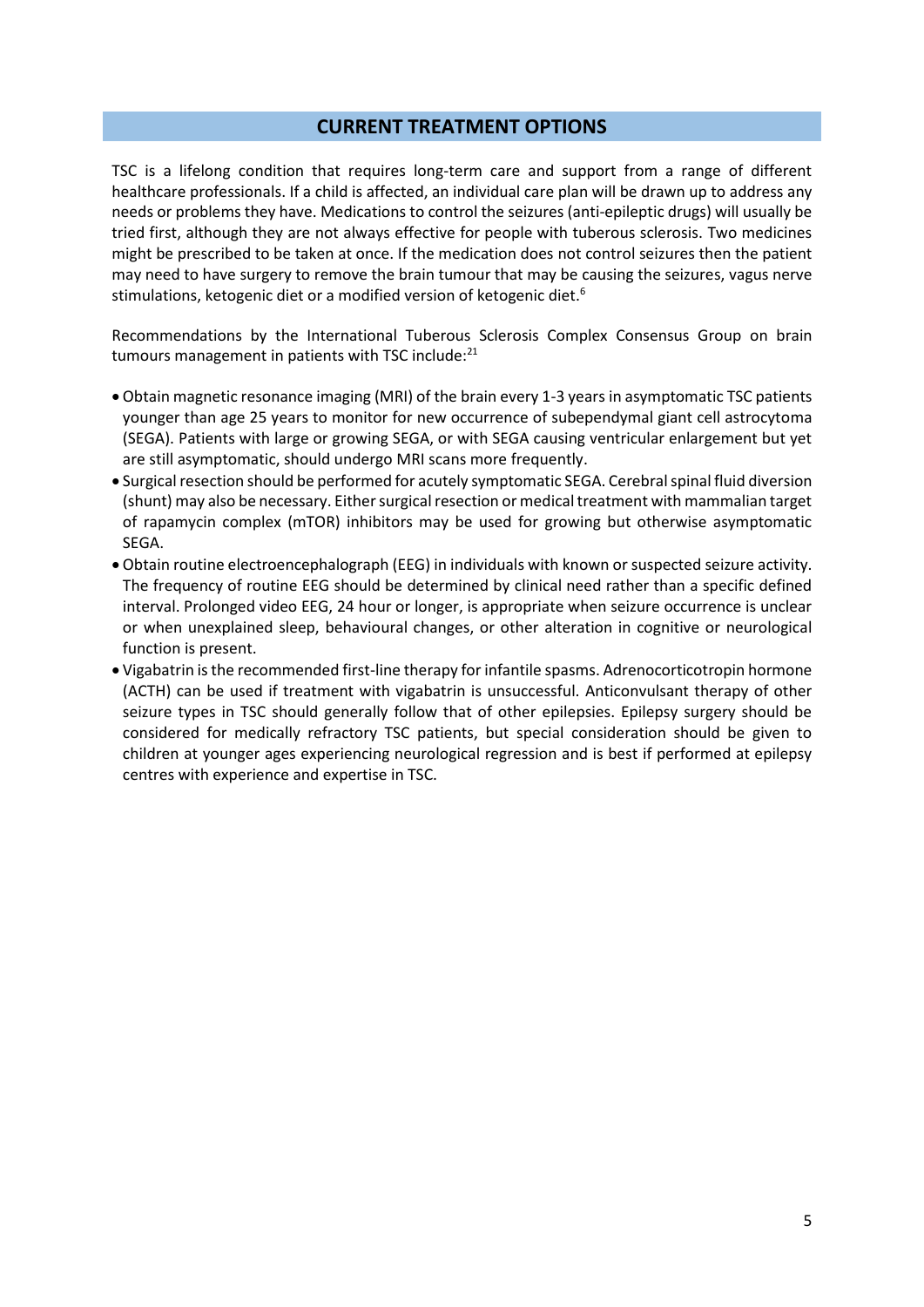## CURRENT TREATMENT OPTIONS

TSC is a lifelong condition that requires long-term care and support from a range of different healthcare professionals. If a child is affected, an individual care plan will be drawn up to address any needs or problems they have. Medications to control the seizures (anti-epileptic drugs) will usually be tried first, although they are not always effective for people with tuberous sclerosis. Two medicines might be prescribed to be taken at once. If the medication does not control seizures then the patient may need to have surgery to remove the brain tumour that may be causing the seizures, vagus nerve stimulations, ketogenic diet or a modified version of ketogenic diet.[6]

Recommendations by the International Tuberous Sclerosis Complex Consensus Group on brain tumours management in patients with TSC include:[21]

- Obtain magnetic resonance imaging (MRI) of the brain every 1-3 years in asymptomatic TSC patients younger than age 25 years to monitor for new occurrence of subependymal giant cell astrocytoma (SEGA). Patients with large or growing SEGA, or with SEGA causing ventricular enlargement but yet are still asymptomatic, should undergo MRI scans more frequently.
- Surgical resection should be performed for acutely symptomatic SEGA. Cerebral spinal fluid diversion (shunt) may also be necessary. Either surgical resection or medical treatment with mammalian target of rapamycin complex (mTOR) inhibitors may be used for growing but otherwise asymptomatic SEGA.
- Obtain routine electroencephalograph (EEG) in individuals with known or suspected seizure activity. The frequency of routine EEG should be determined by clinical need rather than a specific defined interval. Prolonged video EEG, 24 hour or longer, is appropriate when seizure occurrence is unclear or when unexplained sleep, behavioural changes, or other alteration in cognitive or neurological function is present.
- Vigabatrin is the recommended first-line therapy for infantile spasms. Adrenocorticotropin hormone (ACTH) can be used if treatment with vigabatrin is unsuccessful. Anticonvulsant therapy of other seizure types in TSC should generally follow that of other epilepsies. Epilepsy surgery should be considered for medically refractory TSC patients, but special consideration should be given to children at younger ages experiencing neurological regression and is best if performed at epilepsy centres with experience and expertise in TSC.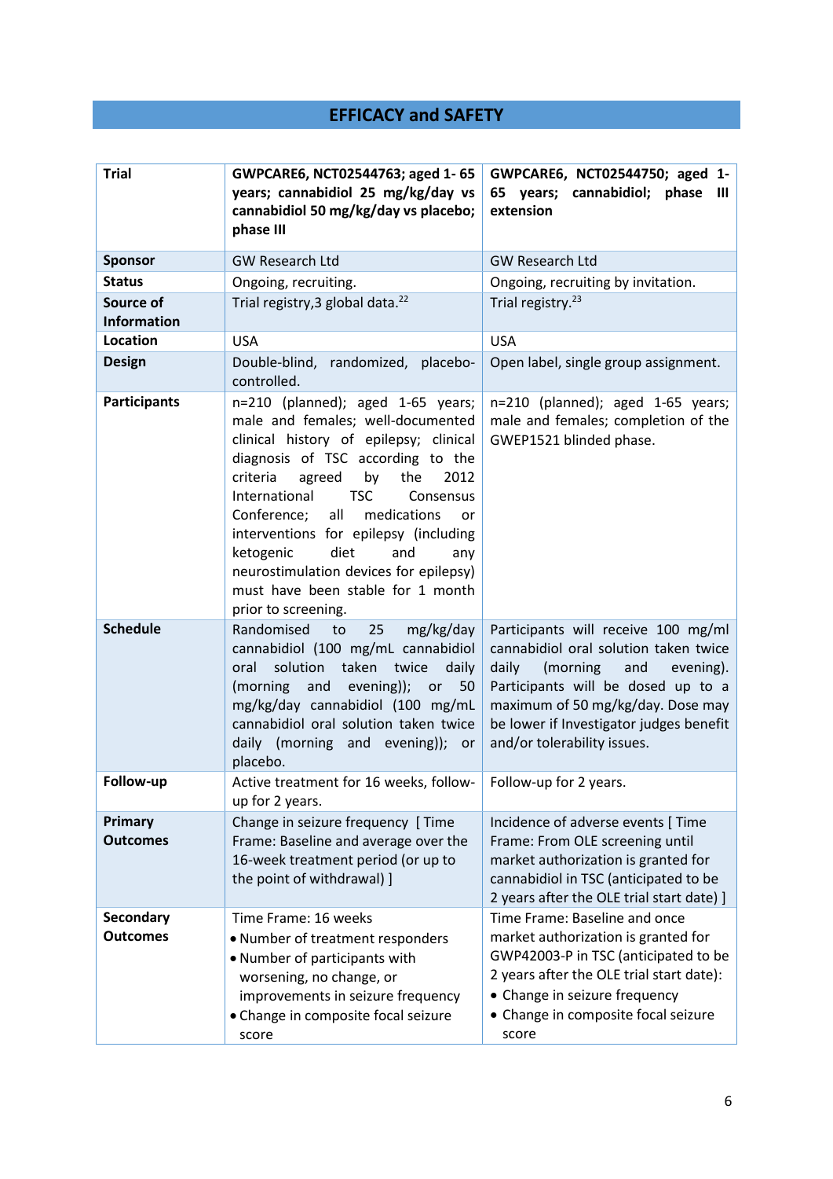## EFFICACY and SAFETY

| Trial | GWPCARE6, NCT02544763; aged 1- 65 years; cannabidiol 25 mg/kg/day vs cannabidiol 50 mg/kg/day vs placebo; phase III | GWPCARE6, NCT02544750; aged 1-65 years; cannabidiol; phase III extension |
|---|---|---|
| Sponsor | GW Research Ltd | GW Research Ltd |
| Status | Ongoing, recruiting. | Ongoing, recruiting by invitation. |
| Source of Information | Trial registry,3 global data.[22] | Trial registry.[23] |
| Location | USA | USA |
| Design | Double-blind, randomized, placebo-controlled. | Open label, single group assignment. |
| Participants | n=210 (planned); aged 1-65 years; male and females; well-documented clinical history of epilepsy; clinical diagnosis of TSC according to the criteria agreed by the 2012 International TSC Consensus Conference; all medications or interventions for epilepsy (including ketogenic diet and any neurostimulation devices for epilepsy) must have been stable for 1 month prior to screening. | n=210 (planned); aged 1-65 years; male and females; completion of the GWEP1521 blinded phase. |
| Schedule | Randomised to 25 mg/kg/day cannabidiol (100 mg/mL cannabidiol oral solution taken twice daily (morning and evening)); or 50 mg/kg/day cannabidiol (100 mg/mL cannabidiol oral solution taken twice daily (morning and evening)); or placebo. | Participants will receive 100 mg/ml cannabidiol oral solution taken twice daily (morning and evening). Participants will be dosed up to a maximum of 50 mg/kg/day. Dose may be lower if Investigator judges benefit and/or tolerability issues. |
| Follow-up | Active treatment for 16 weeks, follow-up for 2 years. | Follow-up for 2 years. |
| Primary Outcomes | Change in seizure frequency [ Time Frame: Baseline and average over the 16-week treatment period (or up to the point of withdrawal) ] | Incidence of adverse events [ Time Frame: From OLE screening until market authorization is granted for cannabidiol in TSC (anticipated to be 2 years after the OLE trial start date) ] |
| Secondary Outcomes | Time Frame: 16 weeks<br>• Number of treatment responders<br>• Number of participants with worsening, no change, or improvements in seizure frequency<br>• Change in composite focal seizure score | Time Frame: Baseline and once market authorization is granted for GWP42003-P in TSC (anticipated to be 2 years after the OLE trial start date):<br>• Change in seizure frequency<br>• Change in composite focal seizure score |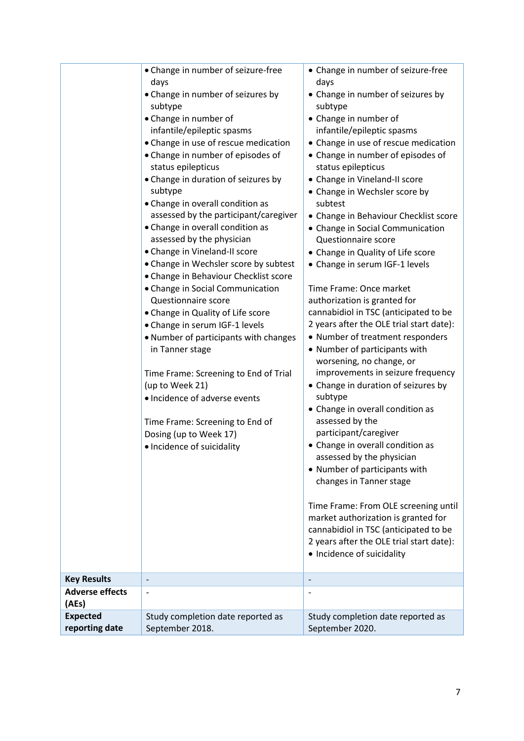| | | |
|---|---|---|
| | • Change in number of seizure-free days<br>• Change in number of seizures by subtype<br>• Change in number of infantile/epileptic spasms<br>• Change in use of rescue medication<br>• Change in number of episodes of status epilepticus<br>• Change in duration of seizures by subtype<br>• Change in overall condition as assessed by the participant/caregiver<br>• Change in overall condition as assessed by the physician<br>• Change in Vineland-II score<br>• Change in Wechsler score by subtest<br>• Change in Behaviour Checklist score<br>• Change in Social Communication Questionnaire score<br>• Change in Quality of Life score<br>• Change in serum IGF-1 levels<br>• Number of participants with changes in Tanner stage<br><br>Time Frame: Screening to End of Trial (up to Week 21)<br>• Incidence of adverse events<br><br>Time Frame: Screening to End of Dosing (up to Week 17)<br>• Incidence of suicidality | • Change in number of seizure-free days<br>• Change in number of seizures by subtype<br>• Change in number of infantile/epileptic spasms<br>• Change in use of rescue medication<br>• Change in number of episodes of status epilepticus<br>• Change in Vineland-II score<br>• Change in Wechsler score by subtest<br>• Change in Behaviour Checklist score<br>• Change in Social Communication Questionnaire score<br>• Change in Quality of Life score<br>• Change in serum IGF-1 levels<br><br>Time Frame: Once market authorization is granted for cannabidiol in TSC (anticipated to be 2 years after the OLE trial start date):<br>• Number of treatment responders<br>• Number of participants with worsening, no change, or improvements in seizure frequency<br>• Change in duration of seizures by subtype<br>• Change in overall condition as assessed by the participant/caregiver<br>• Change in overall condition as assessed by the physician<br>• Number of participants with changes in Tanner stage<br><br>Time Frame: From OLE screening until market authorization is granted for cannabidiol in TSC (anticipated to be 2 years after the OLE trial start date):<br>• Incidence of suicidality |
| **Key Results** | - | - |
| **Adverse effects (AEs)** | - | - |
| **Expected reporting date** | Study completion date reported as September 2018. | Study completion date reported as September 2020. |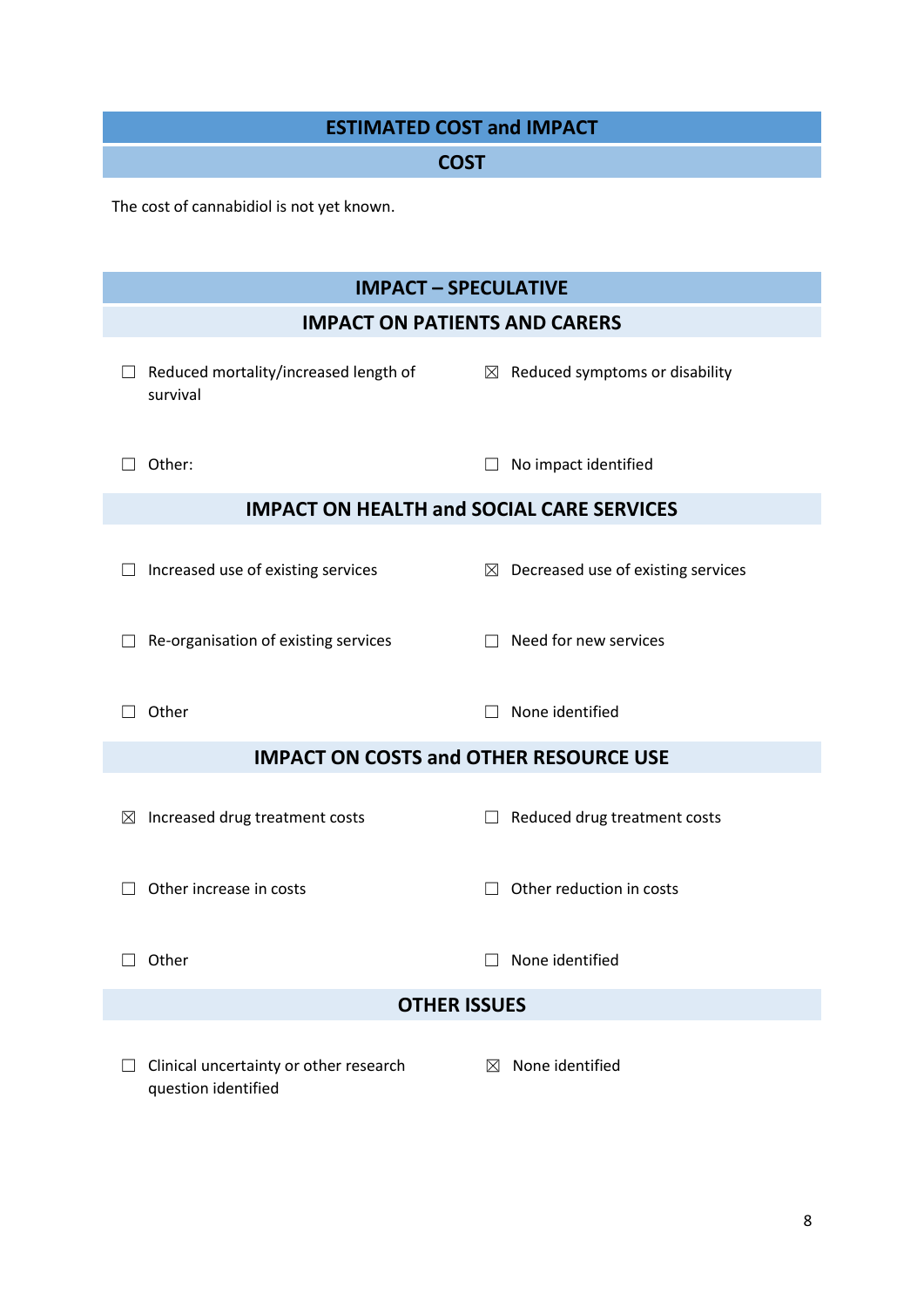## ESTIMATED COST and IMPACT

### COST

The cost of cannabidiol is not yet known.

### IMPACT – SPECULATIVE

#### IMPACT ON PATIENTS AND CARERS

- ☐ Reduced mortality/increased length of survival
- ☒ Reduced symptoms or disability
- ☐ Other:
- ☐ No impact identified

#### IMPACT ON HEALTH and SOCIAL CARE SERVICES

- ☐ Increased use of existing services
- ☒ Decreased use of existing services
- ☐ Re-organisation of existing services
- ☐ Need for new services
- ☐ Other
- ☐ None identified

#### IMPACT ON COSTS and OTHER RESOURCE USE

- ☒ Increased drug treatment costs
- ☐ Reduced drug treatment costs
- ☐ Other increase in costs
- ☐ Other reduction in costs
- ☐ Other
- ☐ None identified

#### OTHER ISSUES

- ☐ Clinical uncertainty or other research question identified
- ☒ None identified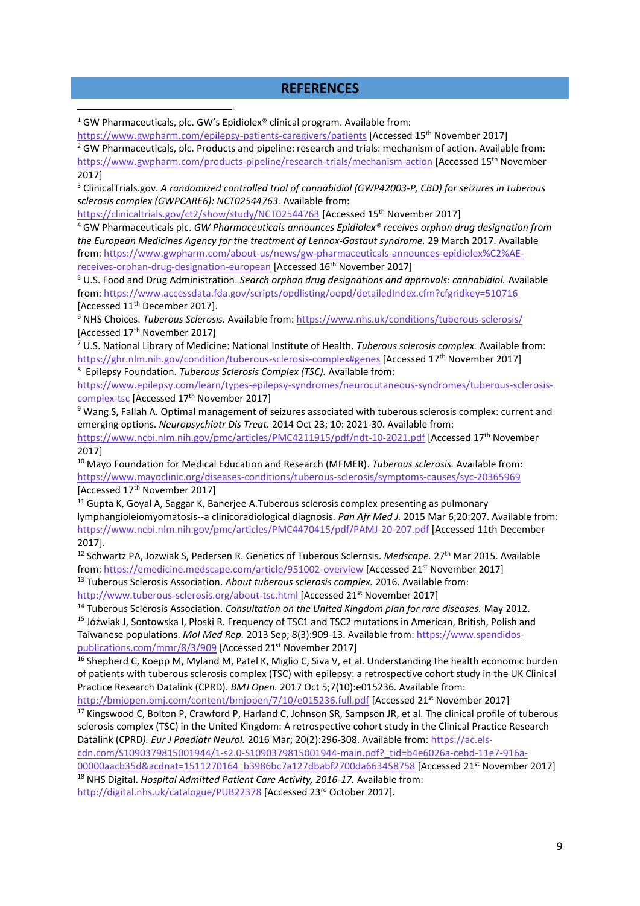## REFERENCES

[1] GW Pharmaceuticals, plc. GW's Epidiolex® clinical program. Available from: https://www.gwpharm.com/epilepsy-patients-caregivers/patients [Accessed 15th November 2017]

[2] GW Pharmaceuticals, plc. Products and pipeline: research and trials: mechanism of action. Available from: https://www.gwpharm.com/products-pipeline/research-trials/mechanism-action [Accessed 15th November 2017]

[3] ClinicalTrials.gov. *A randomized controlled trial of cannabidiol (GWP42003-P, CBD) for seizures in tuberous sclerosis complex (GWPCARE6): NCT02544763.* Available from: https://clinicaltrials.gov/ct2/show/study/NCT02544763 [Accessed 15th November 2017]

[4] GW Pharmaceuticals plc. *GW Pharmaceuticals announces Epidiolex® receives orphan drug designation from the European Medicines Agency for the treatment of Lennox-Gastaut syndrome.* 29 March 2017. Available from: https://www.gwpharm.com/about-us/news/gw-pharmaceuticals-announces-epidiolex%C2%AE-receives-orphan-drug-designation-european [Accessed 16th November 2017]

[5] U.S. Food and Drug Administration. *Search orphan drug designations and approvals: cannabidiol.* Available from: https://www.accessdata.fda.gov/scripts/opdlisting/oopd/detailedIndex.cfm?cfgridkey=510716 [Accessed 11th December 2017].

[6] NHS Choices. *Tuberous Sclerosis.* Available from: https://www.nhs.uk/conditions/tuberous-sclerosis/ [Accessed 17th November 2017]

[7] U.S. National Library of Medicine: National Institute of Health. *Tuberous sclerosis complex.* Available from: https://ghr.nlm.nih.gov/condition/tuberous-sclerosis-complex#genes [Accessed 17th November 2017]

[8] Epilepsy Foundation. *Tuberous Sclerosis Complex (TSC).* Available from: https://www.epilepsy.com/learn/types-epilepsy-syndromes/neurocutaneous-syndromes/tuberous-sclerosis-complex-tsc [Accessed 17th November 2017]

[9] Wang S, Fallah A. Optimal management of seizures associated with tuberous sclerosis complex: current and emerging options. *Neuropsychiatr Dis Treat.* 2014 Oct 23; 10: 2021-30. Available from: https://www.ncbi.nlm.nih.gov/pmc/articles/PMC4211915/pdf/ndt-10-2021.pdf [Accessed 17th November 2017]

[10] Mayo Foundation for Medical Education and Research (MFMER). *Tuberous sclerosis.* Available from: https://www.mayoclinic.org/diseases-conditions/tuberous-sclerosis/symptoms-causes/syc-20365969 [Accessed 17th November 2017]

[11] Gupta K, Goyal A, Saggar K, Banerjee A.Tuberous sclerosis complex presenting as pulmonary lymphangioleiomyomatosis--a clinicoradiological diagnosis. *Pan Afr Med J.* 2015 Mar 6;20:207. Available from: https://www.ncbi.nlm.nih.gov/pmc/articles/PMC4470415/pdf/PAMJ-20-207.pdf [Accessed 11th December 2017].

[12] Schwartz PA, Jozwiak S, Pedersen R. Genetics of Tuberous Sclerosis. *Medscape.* 27th Mar 2015. Available from: https://emedicine.medscape.com/article/951002-overview [Accessed 21st November 2017]

[13] Tuberous Sclerosis Association. *About tuberous sclerosis complex.* 2016. Available from: http://www.tuberous-sclerosis.org/about-tsc.html [Accessed 21st November 2017]

[14] Tuberous Sclerosis Association. *Consultation on the United Kingdom plan for rare diseases.* May 2012.

[15] Jóźwiak J, Sontowska I, Płoski R. Frequency of TSC1 and TSC2 mutations in American, British, Polish and Taiwanese populations. *Mol Med Rep.* 2013 Sep; 8(3):909-13. Available from: https://www.spandidos-publications.com/mmr/8/3/909 [Accessed 21st November 2017]

[16] Shepherd C, Koepp M, Myland M, Patel K, Miglio C, Siva V, et al. Understanding the health economic burden of patients with tuberous sclerosis complex (TSC) with epilepsy: a retrospective cohort study in the UK Clinical Practice Research Datalink (CPRD). *BMJ Open.* 2017 Oct 5;7(10):e015236. Available from: http://bmjopen.bmj.com/content/bmjopen/7/10/e015236.full.pdf [Accessed 21st November 2017]

[17] Kingswood C, Bolton P, Crawford P, Harland C, Johnson SR, Sampson JR, et al. The clinical profile of tuberous sclerosis complex (TSC) in the United Kingdom: A retrospective cohort study in the Clinical Practice Research Datalink (CPRD*). Eur J Paediatr Neurol.* 2016 Mar; 20(2):296-308. Available from: https://ac.els-cdn.com/S1090379815001944/1-s2.0-S1090379815001944-main.pdf?_tid=b4e6026a-cebd-11e7-916a-00000aacb35d&acdnat=1511270164_b3986bc7a127dbabf2700da663458758 [Accessed 21st November 2017]

[18] NHS Digital. *Hospital Admitted Patient Care Activity, 2016-17.* Available from: http://digital.nhs.uk/catalogue/PUB22378 [Accessed 23rd October 2017].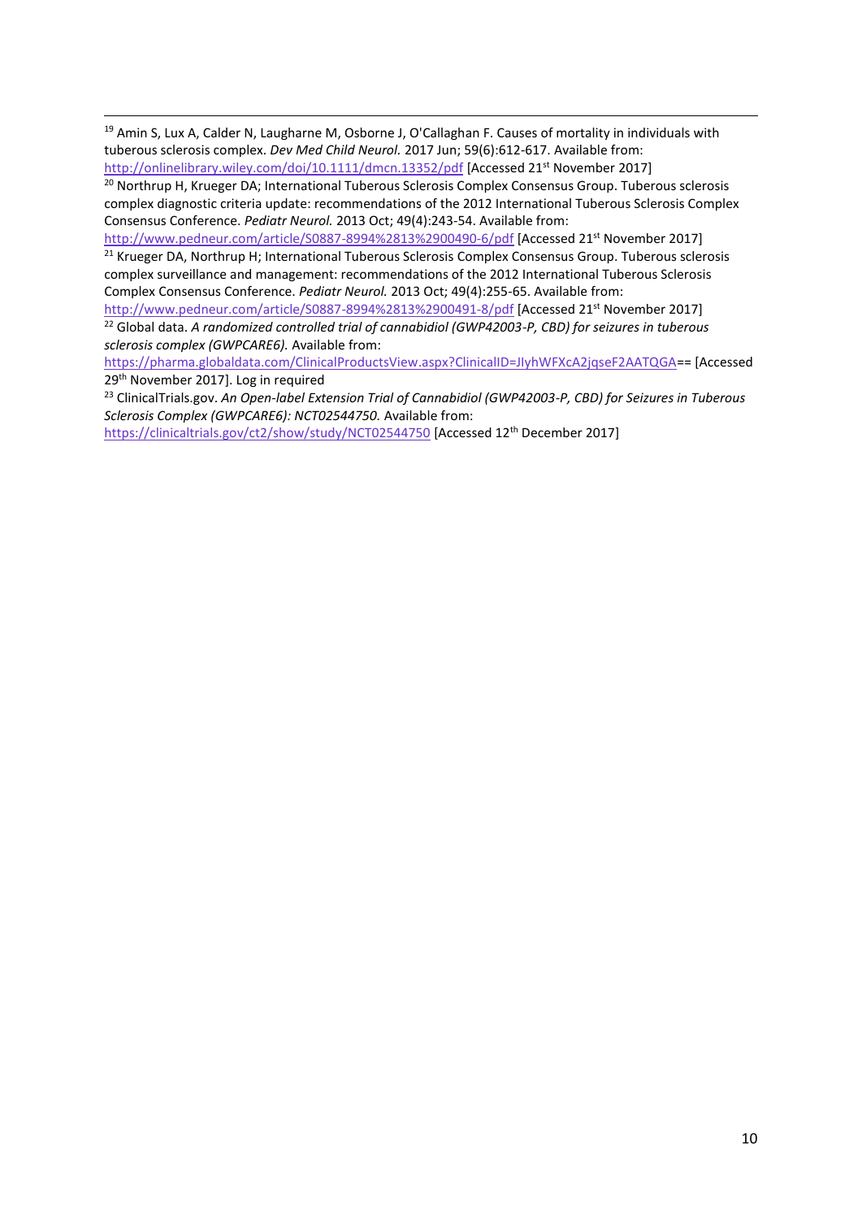[19] Amin S, Lux A, Calder N, Laugharne M, Osborne J, O'Callaghan F. Causes of mortality in individuals with tuberous sclerosis complex. *Dev Med Child Neurol.* 2017 Jun; 59(6):612-617. Available from: http://onlinelibrary.wiley.com/doi/10.1111/dmcn.13352/pdf [Accessed 21st November 2017]

[20] Northrup H, Krueger DA; International Tuberous Sclerosis Complex Consensus Group. Tuberous sclerosis complex diagnostic criteria update: recommendations of the 2012 International Tuberous Sclerosis Complex Consensus Conference. *Pediatr Neurol.* 2013 Oct; 49(4):243-54. Available from: http://www.pedneur.com/article/S0887-8994%2813%2900490-6/pdf [Accessed 21st November 2017]

[21] Krueger DA, Northrup H; International Tuberous Sclerosis Complex Consensus Group. Tuberous sclerosis complex surveillance and management: recommendations of the 2012 International Tuberous Sclerosis Complex Consensus Conference. *Pediatr Neurol.* 2013 Oct; 49(4):255-65. Available from: http://www.pedneur.com/article/S0887-8994%2813%2900491-8/pdf [Accessed 21st November 2017]

[22] Global data. *A randomized controlled trial of cannabidiol (GWP42003-P, CBD) for seizures in tuberous sclerosis complex (GWPCARE6).* Available from: https://pharma.globaldata.com/ClinicalProductsView.aspx?ClinicalID=JIyhWFXcA2jqseF2AATQGA== [Accessed 29th November 2017]. Log in required

[23] ClinicalTrials.gov. *An Open-label Extension Trial of Cannabidiol (GWP42003-P, CBD) for Seizures in Tuberous Sclerosis Complex (GWPCARE6): NCT02544750.* Available from: https://clinicaltrials.gov/ct2/show/study/NCT02544750 [Accessed 12th December 2017]